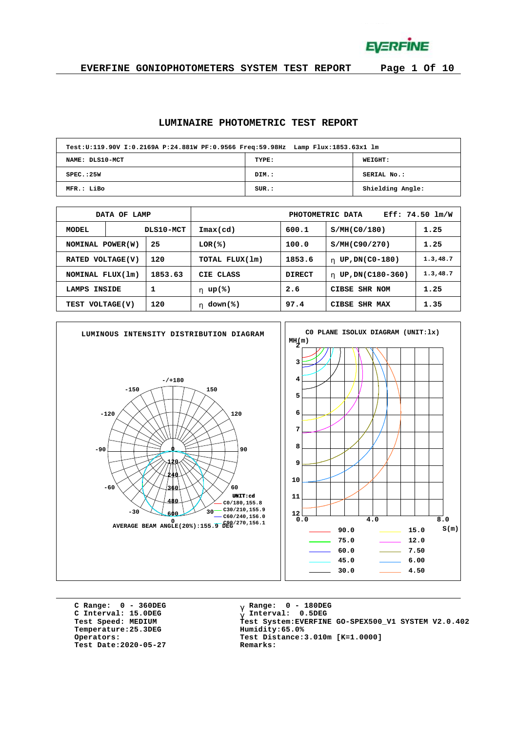# LUMINAIRE PHOTOMETRIC TEST REPORT

| Test:U:119.90V I:0.2169A P:24.881W PF:0.9566 Freq:59.98Hz Lamp Flux:1853.63x1 lm | | |
|---|---|---|
| NAME: DLS10-MCT | TYPE: | WEIGHT: |
| SPEC.:25W | DIM.: | SERIAL No.: |
| MFR.: LiBo | SUR.: | Shielding Angle: |

| DATA OF LAMP | | PHOTOMETRIC DATA | Eff: 74.50 lm/W | | |
|---|---|---|---|---|---|
| MODEL | DLS10-MCT | Imax(cd) | 600.1 | S/MH(C0/180) | 1.25 |
| NOMINAL POWER(W) | 25 | LOR(%) | 100.0 | S/MH(C90/270) | 1.25 |
| RATED VOLTAGE(V) | 120 | TOTAL FLUX(lm) | 1853.6 | η UP,DN(C0-180) | 1.3,48.7 |
| NOMINAL FLUX(lm) | 1853.63 | CIE CLASS | DIRECT | η UP,DN(C180-360) | 1.3,48.7 |
| LAMPS INSIDE | 1 | η up(%) | 2.6 | CIBSE SHR NOM | 1.25 |
| TEST VOLTAGE(V) | 120 | η down(%) | 97.4 | CIBSE SHR MAX | 1.35 |

**LUMINOUS INTENSITY DISTRIBUTION DIAGRAM**

UNIT:cd
C0/180,155.8
C30/210,155.9
C60/240,156.0
C90/270,156.1

AVERAGE BEAM ANGLE(20%):155.9 DEG

**C0 PLANE ISOLUX DIAGRAM (UNIT:lx)**

MH(m), S(m)

| Level | Level |
|---|---|
| 90.0 | 15.0 |
| 75.0 | 12.0 |
| 60.0 | 7.50 |
| 45.0 | 6.00 |
| 30.0 | 4.50 |

C Range: 0 - 360DEG
C Interval: 15.0DEG
Test Speed: MEDIUM
Temperature:25.3DEG
Operators:
Test Date:2020-05-27

γ Range: 0 - 180DEG
γ Interval: 0.5DEG
Test System:EVERFINE GO-SPEX500_V1 SYSTEM V2.0.402
Humidity:65.0%
Test Distance:3.010m [K=1.0000]
Remarks: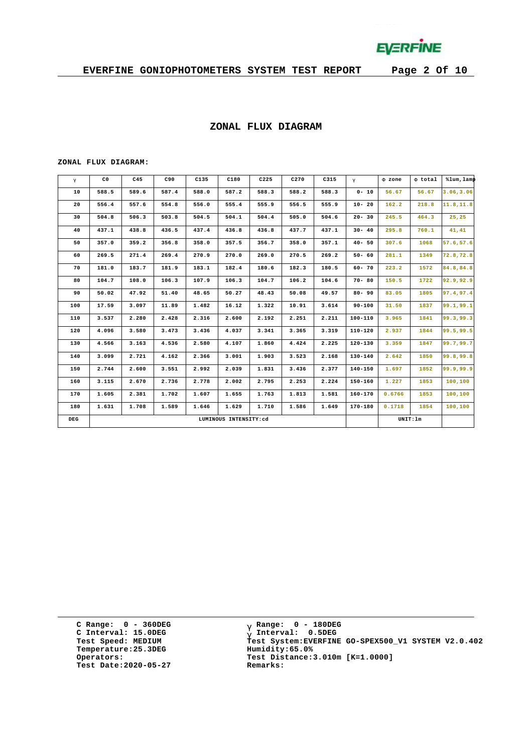## ZONAL FLUX DIAGRAM

ZONAL FLUX DIAGRAM:

| γ | C0 | C45 | C90 | C135 | C180 | C225 | C270 | C315 | γ | Φ zone | Φ total | %lum,lamp |
|---|---|---|---|---|---|---|---|---|---|---|---|---|
| 10 | 588.5 | 589.6 | 587.4 | 588.0 | 587.2 | 588.3 | 588.2 | 588.3 | 0- 10 | 56.67 | 56.67 | 3.06,3.06 |
| 20 | 556.4 | 557.6 | 554.8 | 556.0 | 555.4 | 555.9 | 556.5 | 555.9 | 10- 20 | 162.2 | 218.8 | 11.8,11.8 |
| 30 | 504.8 | 506.3 | 503.8 | 504.5 | 504.1 | 504.4 | 505.0 | 504.6 | 20- 30 | 245.5 | 464.3 | 25,25 |
| 40 | 437.1 | 438.8 | 436.5 | 437.4 | 436.8 | 436.8 | 437.7 | 437.1 | 30- 40 | 295.8 | 760.1 | 41,41 |
| 50 | 357.0 | 359.2 | 356.8 | 358.0 | 357.5 | 356.7 | 358.0 | 357.1 | 40- 50 | 307.6 | 1068 | 57.6,57.6 |
| 60 | 269.5 | 271.4 | 269.4 | 270.9 | 270.0 | 269.0 | 270.5 | 269.2 | 50- 60 | 281.1 | 1349 | 72.8,72.8 |
| 70 | 181.0 | 183.7 | 181.9 | 183.1 | 182.4 | 180.6 | 182.3 | 180.5 | 60- 70 | 223.2 | 1572 | 84.8,84.8 |
| 80 | 104.7 | 108.0 | 106.3 | 107.9 | 106.3 | 104.7 | 106.2 | 104.6 | 70- 80 | 150.5 | 1722 | 92.9,92.9 |
| 90 | 50.02 | 47.92 | 51.40 | 48.65 | 50.27 | 48.43 | 50.08 | 49.57 | 80- 90 | 83.05 | 1805 | 97.4,97.4 |
| 100 | 17.59 | 3.097 | 11.89 | 1.482 | 16.12 | 1.322 | 10.91 | 3.614 | 90-100 | 31.50 | 1837 | 99.1,99.1 |
| 110 | 3.537 | 2.280 | 2.428 | 2.316 | 2.600 | 2.192 | 2.251 | 2.211 | 100-110 | 3.965 | 1841 | 99.3,99.3 |
| 120 | 4.096 | 3.580 | 3.473 | 3.436 | 4.037 | 3.341 | 3.365 | 3.319 | 110-120 | 2.937 | 1844 | 99.5,99.5 |
| 130 | 4.566 | 3.163 | 4.536 | 2.580 | 4.107 | 1.860 | 4.424 | 2.225 | 120-130 | 3.359 | 1847 | 99.7,99.7 |
| 140 | 3.099 | 2.721 | 4.162 | 2.366 | 3.001 | 1.903 | 3.523 | 2.168 | 130-140 | 2.642 | 1850 | 99.8,99.8 |
| 150 | 2.744 | 2.600 | 3.551 | 2.992 | 2.039 | 1.831 | 3.436 | 2.377 | 140-150 | 1.697 | 1852 | 99.9,99.9 |
| 160 | 3.115 | 2.670 | 2.736 | 2.778 | 2.002 | 2.795 | 2.253 | 2.224 | 150-160 | 1.227 | 1853 | 100,100 |
| 170 | 1.605 | 2.381 | 1.702 | 1.607 | 1.655 | 1.763 | 1.813 | 1.581 | 160-170 | 0.6766 | 1853 | 100,100 |
| 180 | 1.631 | 1.708 | 1.589 | 1.646 | 1.629 | 1.710 | 1.586 | 1.649 | 170-180 | 0.1718 | 1854 | 100,100 |
| DEG | LUMINOUS INTENSITY:cd | | | | | | | | | UNIT:lm | | |

C Range: 0 - 360DEG
C Interval: 15.0DEG
Test Speed: MEDIUM
Temperature:25.3DEG
Operators:
Test Date:2020-05-27

γ Range: 0 - 180DEG
γ Interval: 0.5DEG
Test System:EVERFINE GO-SPEX500_V1 SYSTEM V2.0.402
Humidity:65.0%
Test Distance:3.010m [K=1.0000]
Remarks: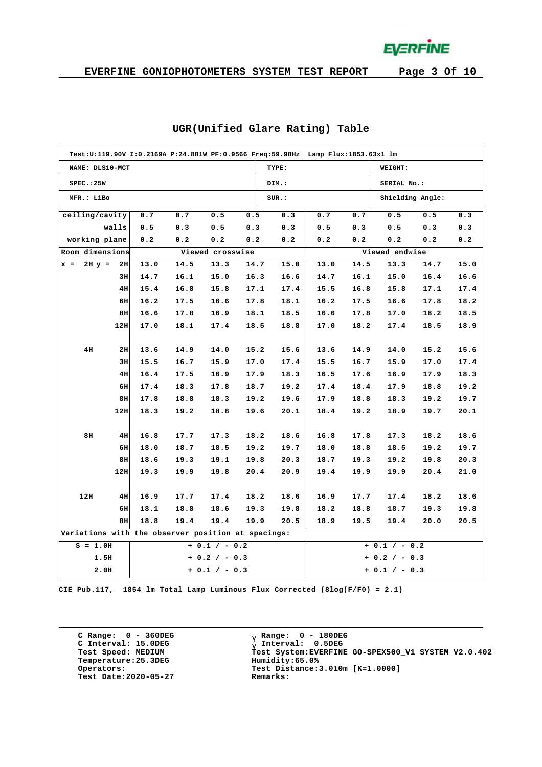## UGR(Unified Glare Rating) Table

| Test:U:119.90V I:0.2169A P:24.881W PF:0.9566 Freq:59.98Hz Lamp Flux:1853.63x1 lm | | |
|---|---|---|
| NAME: DLS10-MCT | TYPE: | WEIGHT: |
| SPEC.:25W | DIM.: | SERIAL No.: |
| MFR.: LiBo | SUR.: | Shielding Angle: |

| ceiling/cavity | 0.7 | 0.7 | 0.5 | 0.5 | 0.3 | 0.7 | 0.7 | 0.5 | 0.5 | 0.3 |
|---|---|---|---|---|---|---|---|---|---|---|
| walls | 0.5 | 0.3 | 0.5 | 0.3 | 0.3 | 0.5 | 0.3 | 0.5 | 0.3 | 0.3 |
| working plane | 0.2 | 0.2 | 0.2 | 0.2 | 0.2 | 0.2 | 0.2 | 0.2 | 0.2 | 0.2 |
| Room dimensions | Viewed crosswise | | | | | Viewed endwise | | | | |
| x = 2H y = 2H | 13.0 | 14.5 | 13.3 | 14.7 | 15.0 | 13.0 | 14.5 | 13.3 | 14.7 | 15.0 |
| 3H | 14.7 | 16.1 | 15.0 | 16.3 | 16.6 | 14.7 | 16.1 | 15.0 | 16.4 | 16.6 |
| 4H | 15.4 | 16.8 | 15.8 | 17.1 | 17.4 | 15.5 | 16.8 | 15.8 | 17.1 | 17.4 |
| 6H | 16.2 | 17.5 | 16.6 | 17.8 | 18.1 | 16.2 | 17.5 | 16.6 | 17.8 | 18.2 |
| 8H | 16.6 | 17.8 | 16.9 | 18.1 | 18.5 | 16.6 | 17.8 | 17.0 | 18.2 | 18.5 |
| 12H | 17.0 | 18.1 | 17.4 | 18.5 | 18.8 | 17.0 | 18.2 | 17.4 | 18.5 | 18.9 |
| 4H 2H | 13.6 | 14.9 | 14.0 | 15.2 | 15.6 | 13.6 | 14.9 | 14.0 | 15.2 | 15.6 |
| 3H | 15.5 | 16.7 | 15.9 | 17.0 | 17.4 | 15.5 | 16.7 | 15.9 | 17.0 | 17.4 |
| 4H | 16.4 | 17.5 | 16.9 | 17.9 | 18.3 | 16.5 | 17.6 | 16.9 | 17.9 | 18.3 |
| 6H | 17.4 | 18.3 | 17.8 | 18.7 | 19.2 | 17.4 | 18.4 | 17.9 | 18.8 | 19.2 |
| 8H | 17.8 | 18.8 | 18.3 | 19.2 | 19.6 | 17.9 | 18.8 | 18.3 | 19.2 | 19.7 |
| 12H | 18.3 | 19.2 | 18.8 | 19.6 | 20.1 | 18.4 | 19.2 | 18.9 | 19.7 | 20.1 |
| 8H 4H | 16.8 | 17.7 | 17.3 | 18.2 | 18.6 | 16.8 | 17.8 | 17.3 | 18.2 | 18.6 |
| 6H | 18.0 | 18.7 | 18.5 | 19.2 | 19.7 | 18.0 | 18.8 | 18.5 | 19.2 | 19.7 |
| 8H | 18.6 | 19.3 | 19.1 | 19.8 | 20.3 | 18.7 | 19.3 | 19.2 | 19.8 | 20.3 |
| 12H | 19.3 | 19.9 | 19.8 | 20.4 | 20.9 | 19.4 | 19.9 | 19.9 | 20.4 | 21.0 |
| 12H 4H | 16.9 | 17.7 | 17.4 | 18.2 | 18.6 | 16.9 | 17.7 | 17.4 | 18.2 | 18.6 |
| 6H | 18.1 | 18.8 | 18.6 | 19.3 | 19.8 | 18.2 | 18.8 | 18.7 | 19.3 | 19.8 |
| 8H | 18.8 | 19.4 | 19.4 | 19.9 | 20.5 | 18.9 | 19.5 | 19.4 | 20.0 | 20.5 |
| Variations with the observer position at spacings: | | | | | | | | | | |
| S = 1.0H | + 0.1 / - 0.2 | | | | | + 0.1 / - 0.2 | | | | |
| 1.5H | + 0.2 / - 0.3 | | | | | + 0.2 / - 0.3 | | | | |
| 2.0H | + 0.1 / - 0.3 | | | | | + 0.1 / - 0.3 | | | | |

CIE Pub.117, 1854 lm Total Lamp Luminous Flux Corrected (8log(F/F0) = 2.1)

C Range: 0 - 360DEG
C Interval: 15.0DEG
Test Speed: MEDIUM
Temperature:25.3DEG
Operators:
Test Date:2020-05-27

γ Range: 0 - 180DEG
γ Interval: 0.5DEG
Test System:EVERFINE GO-SPEX500_V1 SYSTEM V2.0.402
Humidity:65.0%
Test Distance:3.010m [K=1.0000]
Remarks: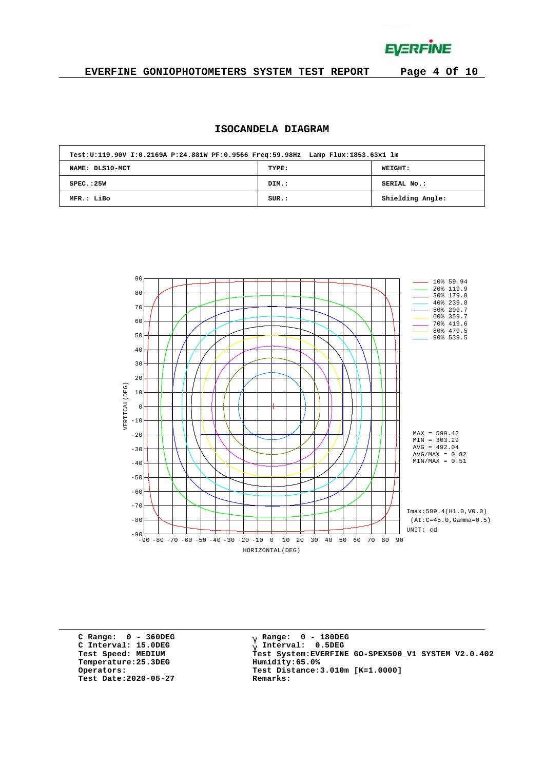## ISOCANDELA DIAGRAM

| Test:U:119.90V I:0.2169A P:24.881W PF:0.9566 Freq:59.98Hz Lamp Flux:1853.63x1 lm | | |
|---|---|---|
| NAME: DLS10-MCT | TYPE: | WEIGHT: |
| SPEC.:25W | DIM.: | SERIAL No.: |
| MFR.: LiBo | SUR.: | Shielding Angle: |

VERTICAL(DEG)

HORIZONTAL(DEG)

- 10% 59.94
- 20% 119.9
- 30% 179.8
- 40% 239.8
- 50% 299.7
- 60% 359.7
- 70% 419.6
- 80% 479.5
- 90% 539.5

MAX = 599.42
MIN = 303.29
AVG = 492.04
AVG/MAX = 0.82
MIN/MAX = 0.51

Imax:599.4(H1.0,V0.0)
(At:C=45.0,Gamma=0.5)
UNIT: cd

C Range: 0 - 360DEG
C Interval: 15.0DEG
Test Speed: MEDIUM
Temperature:25.3DEG
Operators:
Test Date:2020-05-27

γ Range: 0 - 180DEG
γ Interval: 0.5DEG
Test System:EVERFINE GO-SPEX500_V1 SYSTEM V2.0.402
Humidity:65.0%
Test Distance:3.010m [K=1.0000]
Remarks: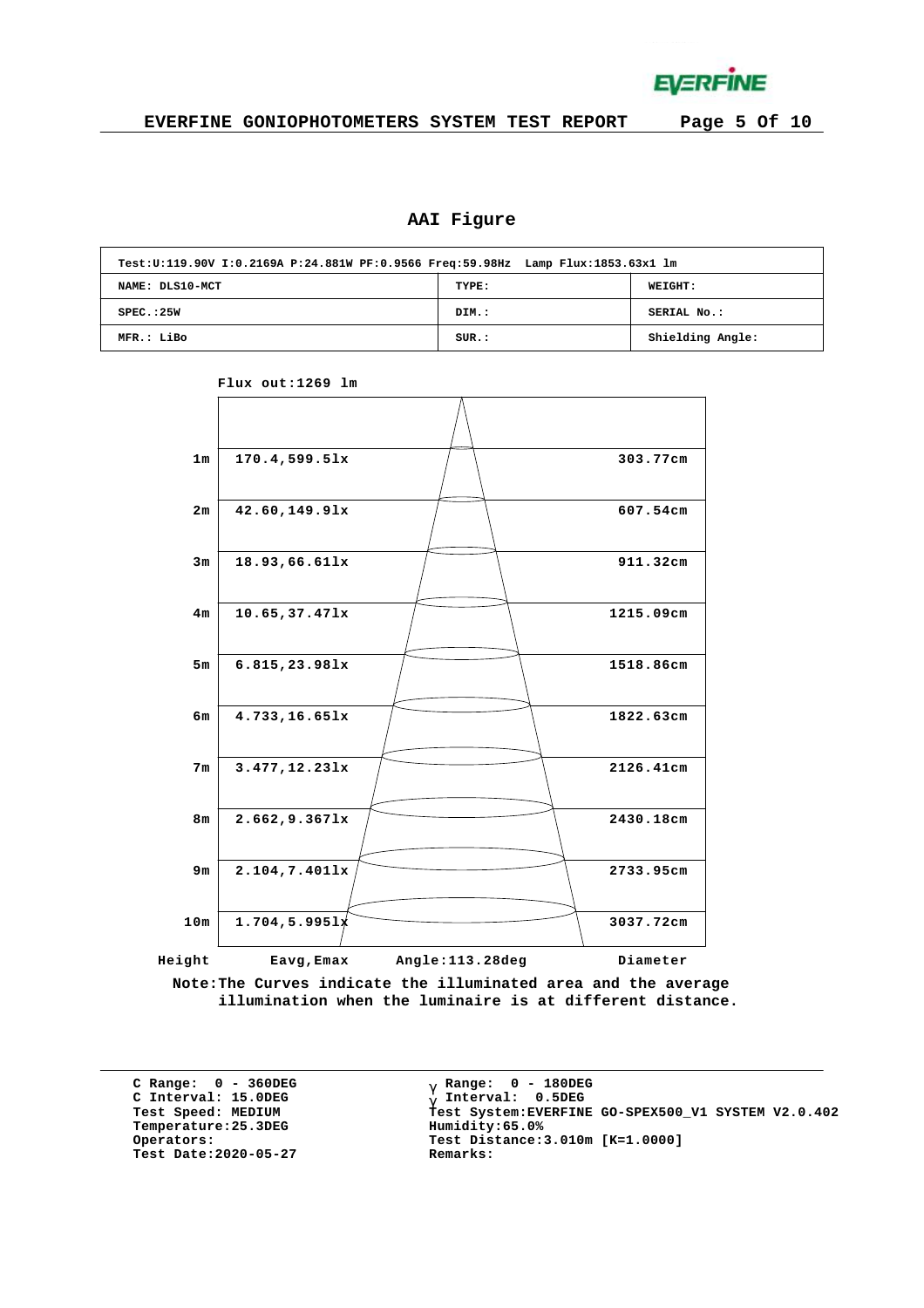# EVERFINE GONIOPHOTOMETERS SYSTEM TEST REPORT

## AAI Figure

| Test:U:119.90V I:0.2169A P:24.881W PF:0.9566 Freq:59.98Hz Lamp Flux:1853.63x1 lm | | |
|---|---|---|
| NAME: DLS10-MCT | TYPE: | WEIGHT: |
| SPEC.:25W | DIM.: | SERIAL No.: |
| MFR.: LiBo | SUR.: | Shielding Angle: |

Flux out:1269 lm

| Height | Eavg,Emax | Diameter |
|---|---|---|
| 1m | 170.4,599.5lx | 303.77cm |
| 2m | 42.60,149.9lx | 607.54cm |
| 3m | 18.93,66.61lx | 911.32cm |
| 4m | 10.65,37.47lx | 1215.09cm |
| 5m | 6.815,23.98lx | 1518.86cm |
| 6m | 4.733,16.65lx | 1822.63cm |
| 7m | 3.477,12.23lx | 2126.41cm |
| 8m | 2.662,9.367lx | 2430.18cm |
| 9m | 2.104,7.401lx | 2733.95cm |
| 10m | 1.704,5.995lx | 3037.72cm |

Angle:113.28deg

Note:The Curves indicate the illuminated area and the average illumination when the luminaire is at different distance.

C Range: 0 - 360DEG
C Interval: 15.0DEG
Test Speed: MEDIUM
Temperature:25.3DEG
Operators:
Test Date:2020-05-27

γ Range: 0 - 180DEG
γ Interval: 0.5DEG
Test System:EVERFINE GO-SPEX500_V1 SYSTEM V2.0.402
Humidity:65.0%
Test Distance:3.010m [K=1.0000]
Remarks: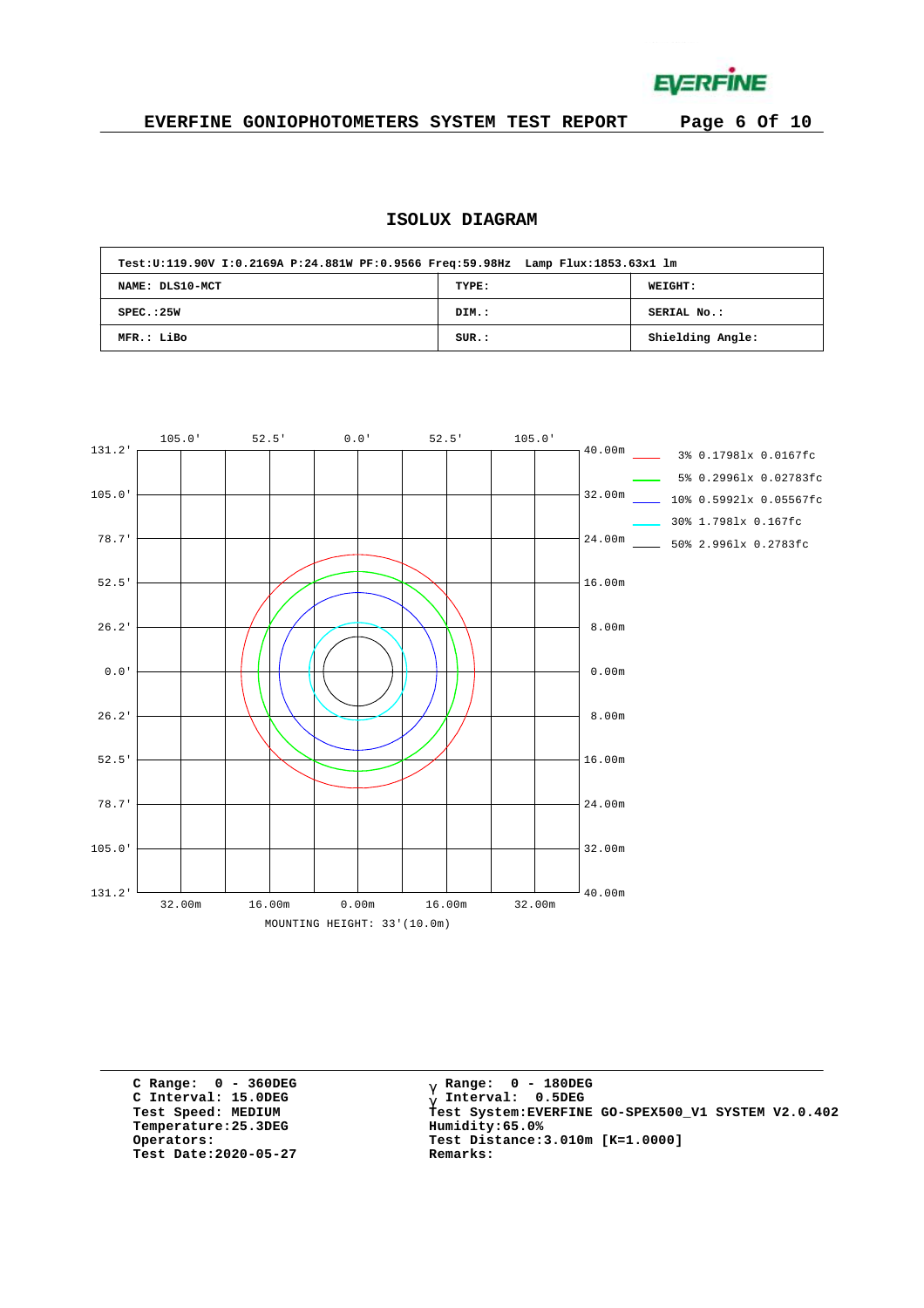## ISOLUX DIAGRAM

| Test:U:119.90V I:0.2169A P:24.881W PF:0.9566 Freq:59.98Hz Lamp Flux:1853.63x1 lm | | |
|---|---|---|
| NAME: DLS10-MCT | TYPE: | WEIGHT: |
| SPEC.:25W | DIM.: | SERIAL No.: |
| MFR.: LiBo | SUR.: | Shielding Angle: |

105.0' 52.5' 0.0' 52.5' 105.0'

131.2' / 105.0' / 78.7' / 52.5' / 26.2' / 0.0' / 26.2' / 52.5' / 78.7' / 105.0' / 131.2'

40.00m / 32.00m / 24.00m / 16.00m / 8.00m / 0.00m / 8.00m / 16.00m / 24.00m / 32.00m / 40.00m

32.00m 16.00m 0.00m 16.00m 32.00m

MOUNTING HEIGHT: 33'(10.0m)

- 3% 0.1798lx 0.0167fc
- 5% 0.2996lx 0.02783fc
- 10% 0.5992lx 0.05567fc
- 30% 1.798lx 0.167fc
- 50% 2.996lx 0.2783fc

C Range: 0 - 360DEG
C Interval: 15.0DEG
Test Speed: MEDIUM
Temperature:25.3DEG
Operators:
Test Date:2020-05-27

γ Range: 0 - 180DEG
γ Interval: 0.5DEG
Test System:EVERFINE GO-SPEX500_V1 SYSTEM V2.0.402
Humidity:65.0%
Test Distance:3.010m [K=1.0000]
Remarks: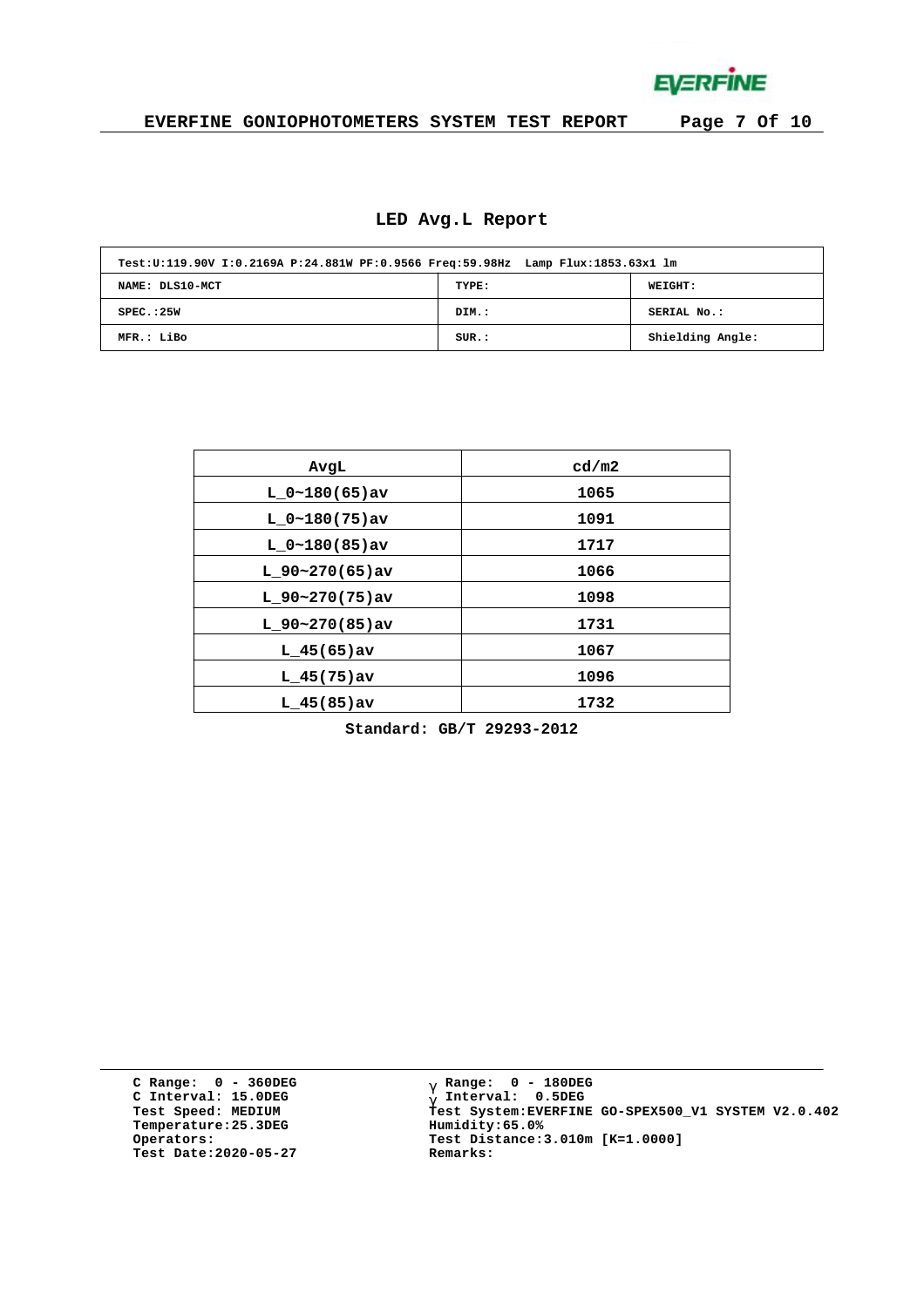## LED Avg.L Report

| Test:U:119.90V I:0.2169A P:24.881W PF:0.9566 Freq:59.98Hz Lamp Flux:1853.63x1 lm | | |
|---|---|---|
| NAME: DLS10-MCT | TYPE: | WEIGHT: |
| SPEC.:25W | DIM.: | SERIAL No.: |
| MFR.: LiBo | SUR.: | Shielding Angle: |

| AvgL | cd/m2 |
|---|---|
| L_0~180(65)av | 1065 |
| L_0~180(75)av | 1091 |
| L_0~180(85)av | 1717 |
| L_90~270(65)av | 1066 |
| L_90~270(75)av | 1098 |
| L_90~270(85)av | 1731 |
| L_45(65)av | 1067 |
| L_45(75)av | 1096 |
| L_45(85)av | 1732 |

Standard: GB/T 29293-2012

C Range: 0 - 360DEG
C Interval: 15.0DEG
Test Speed: MEDIUM
Temperature:25.3DEG
Operators:
Test Date:2020-05-27

γ Range: 0 - 180DEG
γ Interval: 0.5DEG
Test System:EVERFINE GO-SPEX500_V1 SYSTEM V2.0.402
Humidity:65.0%
Test Distance:3.010m [K=1.0000]
Remarks: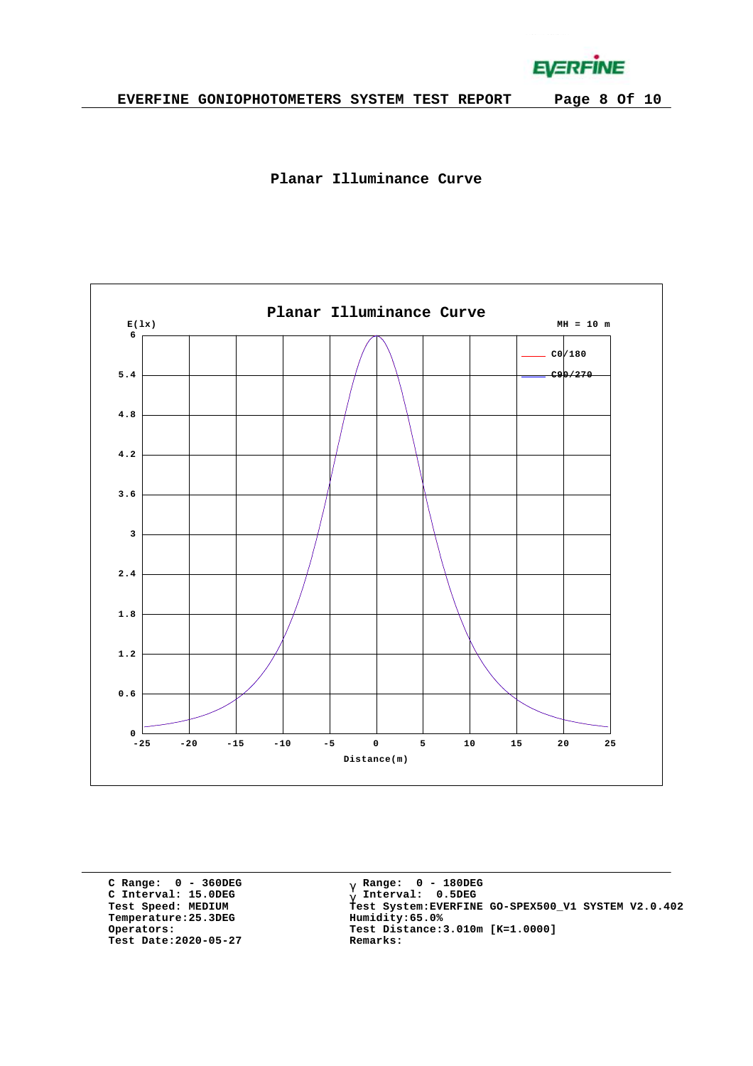## Planar Illuminance Curve

Planar Illuminance Curve

E(lx)

MH = 10 m

C0/180
C90/270

Distance(m)

C Range: 0 - 360DEG
C Interval: 15.0DEG
Test Speed: MEDIUM
Temperature:25.3DEG
Operators:
Test Date:2020-05-27

γ Range: 0 - 180DEG
γ Interval: 0.5DEG
Test System:EVERFINE GO-SPEX500_V1 SYSTEM V2.0.402
Humidity:65.0%
Test Distance:3.010m [K=1.0000]
Remarks: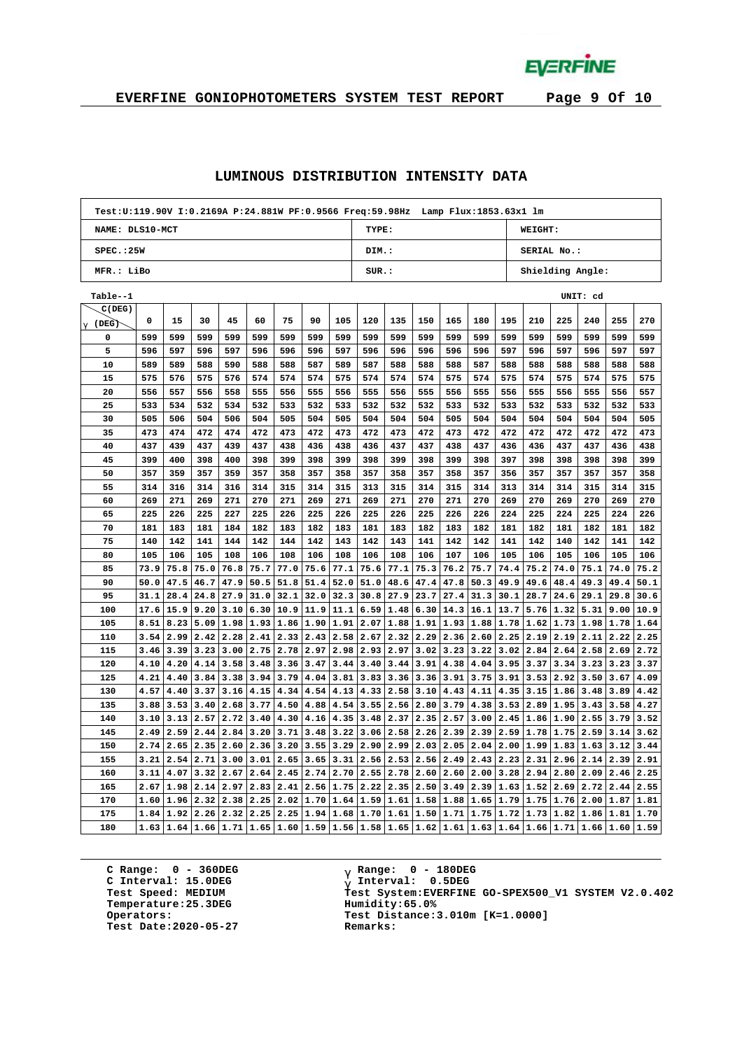## LUMINOUS DISTRIBUTION INTENSITY DATA

| Test:U:119.90V I:0.2169A P:24.881W PF:0.9566 Freq:59.98Hz Lamp Flux:1853.63x1 lm | | |
|---|---|---|
| NAME: DLS10-MCT | TYPE: | WEIGHT: |
| SPEC.:25W | DIM.: | SERIAL No.: |
| MFR.: LiBo | SUR.: | Shielding Angle: |

Table--1 UNIT: cd

| γ (DEG) \ C(DEG) | 0 | 15 | 30 | 45 | 60 | 75 | 90 | 105 | 120 | 135 | 150 | 165 | 180 | 195 | 210 | 225 | 240 | 255 | 270 |
|---|---|---|---|---|---|---|---|---|---|---|---|---|---|---|---|---|---|---|---|
| 0 | 599 | 599 | 599 | 599 | 599 | 599 | 599 | 599 | 599 | 599 | 599 | 599 | 599 | 599 | 599 | 599 | 599 | 599 | 599 |
| 5 | 596 | 597 | 596 | 597 | 596 | 596 | 596 | 597 | 596 | 596 | 596 | 596 | 596 | 597 | 596 | 597 | 596 | 597 | 597 |
| 10 | 589 | 589 | 588 | 590 | 588 | 588 | 587 | 589 | 587 | 588 | 588 | 588 | 587 | 588 | 588 | 588 | 588 | 588 | 588 |
| 15 | 575 | 576 | 575 | 576 | 574 | 574 | 574 | 575 | 574 | 574 | 574 | 575 | 574 | 575 | 574 | 575 | 574 | 575 | 575 |
| 20 | 556 | 557 | 556 | 558 | 555 | 556 | 555 | 556 | 555 | 556 | 555 | 556 | 555 | 556 | 555 | 556 | 555 | 556 | 557 |
| 25 | 533 | 534 | 532 | 534 | 532 | 533 | 532 | 533 | 532 | 532 | 532 | 533 | 532 | 533 | 532 | 533 | 532 | 532 | 533 |
| 30 | 505 | 506 | 504 | 506 | 504 | 505 | 504 | 505 | 504 | 504 | 504 | 505 | 504 | 504 | 504 | 504 | 504 | 504 | 505 |
| 35 | 473 | 474 | 472 | 474 | 472 | 473 | 472 | 473 | 472 | 473 | 472 | 473 | 472 | 472 | 472 | 472 | 472 | 472 | 473 |
| 40 | 437 | 439 | 437 | 439 | 437 | 438 | 436 | 438 | 436 | 437 | 437 | 438 | 437 | 436 | 436 | 437 | 437 | 436 | 438 |
| 45 | 399 | 400 | 398 | 400 | 398 | 399 | 398 | 399 | 398 | 399 | 398 | 399 | 398 | 397 | 398 | 398 | 398 | 398 | 399 |
| 50 | 357 | 359 | 357 | 359 | 357 | 358 | 357 | 358 | 357 | 358 | 357 | 358 | 357 | 356 | 357 | 357 | 357 | 357 | 358 |
| 55 | 314 | 316 | 314 | 316 | 314 | 315 | 314 | 315 | 313 | 315 | 314 | 315 | 314 | 313 | 314 | 314 | 315 | 314 | 315 |
| 60 | 269 | 271 | 269 | 271 | 270 | 271 | 269 | 271 | 269 | 271 | 270 | 271 | 270 | 269 | 270 | 269 | 270 | 269 | 270 |
| 65 | 225 | 226 | 225 | 227 | 225 | 226 | 225 | 226 | 225 | 226 | 225 | 226 | 226 | 224 | 225 | 224 | 225 | 224 | 226 |
| 70 | 181 | 183 | 181 | 184 | 182 | 183 | 182 | 183 | 181 | 183 | 182 | 183 | 182 | 181 | 182 | 181 | 182 | 181 | 182 |
| 75 | 140 | 142 | 141 | 144 | 142 | 144 | 142 | 143 | 142 | 143 | 141 | 142 | 142 | 141 | 142 | 140 | 142 | 141 | 142 |
| 80 | 105 | 106 | 105 | 108 | 106 | 108 | 106 | 108 | 106 | 108 | 106 | 107 | 106 | 105 | 106 | 105 | 106 | 105 | 106 |
| 85 | 73.9 | 75.8 | 75.0 | 76.8 | 75.7 | 77.0 | 75.6 | 77.1 | 75.6 | 77.1 | 75.3 | 76.2 | 75.7 | 74.4 | 75.2 | 74.0 | 75.1 | 74.0 | 75.2 |
| 90 | 50.0 | 47.5 | 46.7 | 47.9 | 50.5 | 51.8 | 51.4 | 52.0 | 51.0 | 48.6 | 47.4 | 47.8 | 50.3 | 49.9 | 49.6 | 48.4 | 49.3 | 49.4 | 50.1 |
| 95 | 31.1 | 28.4 | 24.8 | 27.9 | 31.0 | 32.1 | 32.0 | 32.3 | 30.8 | 27.9 | 23.7 | 27.4 | 31.3 | 30.1 | 28.7 | 24.6 | 29.1 | 29.8 | 30.6 |
| 100 | 17.6 | 15.9 | 9.20 | 3.10 | 6.30 | 10.9 | 11.9 | 11.1 | 6.59 | 1.48 | 6.30 | 14.3 | 16.1 | 13.7 | 5.76 | 1.32 | 5.31 | 9.00 | 10.9 |
| 105 | 8.51 | 8.23 | 5.09 | 1.98 | 1.93 | 1.86 | 1.90 | 1.91 | 2.07 | 1.88 | 1.91 | 1.93 | 1.88 | 1.78 | 1.62 | 1.73 | 1.98 | 1.78 | 1.64 |
| 110 | 3.54 | 2.99 | 2.42 | 2.28 | 2.41 | 2.33 | 2.43 | 2.58 | 2.67 | 2.32 | 2.29 | 2.36 | 2.60 | 2.25 | 2.19 | 2.19 | 2.11 | 2.22 | 2.25 |
| 115 | 3.46 | 3.39 | 3.23 | 3.00 | 2.75 | 2.78 | 2.97 | 2.98 | 2.93 | 2.97 | 3.02 | 3.23 | 3.22 | 3.02 | 2.84 | 2.64 | 2.58 | 2.69 | 2.72 |
| 120 | 4.10 | 4.20 | 4.14 | 3.58 | 3.48 | 3.36 | 3.47 | 3.44 | 3.40 | 3.44 | 3.91 | 4.38 | 4.04 | 3.95 | 3.37 | 3.34 | 3.23 | 3.23 | 3.37 |
| 125 | 4.21 | 4.40 | 3.84 | 3.38 | 3.94 | 3.79 | 4.04 | 3.81 | 3.83 | 3.36 | 3.36 | 3.91 | 3.75 | 3.91 | 3.53 | 2.92 | 3.50 | 3.67 | 4.09 |
| 130 | 4.57 | 4.40 | 3.37 | 3.16 | 4.15 | 4.34 | 4.54 | 4.13 | 4.33 | 2.58 | 3.10 | 4.43 | 4.11 | 4.35 | 3.15 | 1.86 | 3.48 | 3.89 | 4.42 |
| 135 | 3.88 | 3.53 | 3.40 | 2.68 | 3.77 | 4.50 | 4.88 | 4.54 | 3.55 | 2.56 | 2.80 | 3.79 | 4.38 | 3.53 | 2.89 | 1.95 | 3.43 | 3.58 | 4.27 |
| 140 | 3.10 | 3.13 | 2.57 | 2.72 | 3.40 | 4.30 | 4.16 | 4.35 | 3.48 | 2.37 | 2.35 | 2.57 | 3.00 | 2.45 | 1.86 | 1.90 | 2.55 | 3.79 | 3.52 |
| 145 | 2.49 | 2.59 | 2.44 | 2.84 | 3.20 | 3.71 | 3.48 | 3.22 | 3.06 | 2.58 | 2.26 | 2.39 | 2.39 | 2.59 | 1.78 | 1.75 | 2.59 | 3.14 | 3.62 |
| 150 | 2.74 | 2.65 | 2.35 | 2.60 | 2.36 | 3.20 | 3.55 | 3.29 | 2.90 | 2.99 | 2.03 | 2.05 | 2.04 | 2.00 | 1.99 | 1.83 | 1.63 | 3.12 | 3.44 |
| 155 | 3.21 | 2.54 | 2.71 | 3.00 | 3.01 | 2.65 | 3.65 | 3.31 | 2.56 | 2.53 | 2.56 | 2.49 | 2.43 | 2.23 | 2.31 | 2.96 | 2.14 | 2.39 | 2.91 |
| 160 | 3.11 | 4.07 | 3.32 | 2.67 | 2.64 | 2.45 | 2.74 | 2.70 | 2.55 | 2.78 | 2.60 | 2.60 | 2.00 | 3.28 | 2.94 | 2.80 | 2.09 | 2.46 | 2.25 |
| 165 | 2.67 | 1.98 | 2.14 | 2.97 | 2.83 | 2.41 | 2.56 | 1.75 | 2.22 | 2.35 | 2.50 | 3.49 | 2.39 | 1.63 | 1.52 | 2.69 | 2.72 | 2.44 | 2.55 |
| 170 | 1.60 | 1.96 | 2.32 | 2.38 | 2.25 | 2.02 | 1.70 | 1.64 | 1.59 | 1.61 | 1.58 | 1.88 | 1.65 | 1.79 | 1.75 | 1.76 | 2.00 | 1.87 | 1.81 |
| 175 | 1.84 | 1.92 | 2.26 | 2.32 | 2.25 | 2.25 | 1.94 | 1.68 | 1.70 | 1.61 | 1.50 | 1.71 | 1.75 | 1.72 | 1.73 | 1.82 | 1.86 | 1.81 | 1.70 |
| 180 | 1.63 | 1.64 | 1.66 | 1.71 | 1.65 | 1.60 | 1.59 | 1.56 | 1.58 | 1.65 | 1.62 | 1.61 | 1.63 | 1.64 | 1.66 | 1.71 | 1.66 | 1.60 | 1.59 |

C Range: 0 - 360DEG
C Interval: 15.0DEG
Test Speed: MEDIUM
Temperature:25.3DEG
Operators:
Test Date:2020-05-27

γ Range: 0 - 180DEG
γ Interval: 0.5DEG
Test System:EVERFINE GO-SPEX500_V1 SYSTEM V2.0.402
Humidity:65.0%
Test Distance:3.010m [K=1.0000]
Remarks: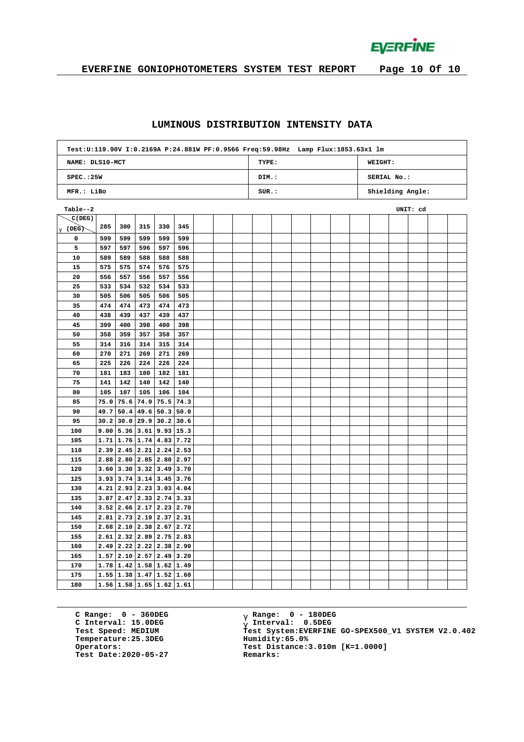## LUMINOUS DISTRIBUTION INTENSITY DATA

| Test:U:119.90V I:0.2169A P:24.881W PF:0.9566 Freq:59.98Hz Lamp Flux:1853.63x1 lm | | |
|---|---|---|
| NAME: DLS10-MCT | TYPE: | WEIGHT: |
| SPEC.:25W | DIM.: | SERIAL No.: |
| MFR.: LiBo | SUR.: | Shielding Angle: |

Table--2 UNIT: cd

| γ (DEG) \ C(DEG) | 285 | 300 | 315 | 330 | 345 | | | | | | | | | | | | | | |
|---|---|---|---|---|---|---|---|---|---|---|---|---|---|---|---|---|---|---|---|
| 0 | 599 | 599 | 599 | 599 | 599 | | | | | | | | | | | | | | |
| 5 | 597 | 597 | 596 | 597 | 596 | | | | | | | | | | | | | | |
| 10 | 589 | 589 | 588 | 588 | 588 | | | | | | | | | | | | | | |
| 15 | 575 | 575 | 574 | 576 | 575 | | | | | | | | | | | | | | |
| 20 | 556 | 557 | 556 | 557 | 556 | | | | | | | | | | | | | | |
| 25 | 533 | 534 | 532 | 534 | 533 | | | | | | | | | | | | | | |
| 30 | 505 | 506 | 505 | 506 | 505 | | | | | | | | | | | | | | |
| 35 | 474 | 474 | 473 | 474 | 473 | | | | | | | | | | | | | | |
| 40 | 438 | 439 | 437 | 439 | 437 | | | | | | | | | | | | | | |
| 45 | 399 | 400 | 398 | 400 | 398 | | | | | | | | | | | | | | |
| 50 | 358 | 359 | 357 | 358 | 357 | | | | | | | | | | | | | | |
| 55 | 314 | 316 | 314 | 315 | 314 | | | | | | | | | | | | | | |
| 60 | 270 | 271 | 269 | 271 | 269 | | | | | | | | | | | | | | |
| 65 | 225 | 226 | 224 | 226 | 224 | | | | | | | | | | | | | | |
| 70 | 181 | 183 | 180 | 182 | 181 | | | | | | | | | | | | | | |
| 75 | 141 | 142 | 140 | 142 | 140 | | | | | | | | | | | | | | |
| 80 | 105 | 107 | 105 | 106 | 104 | | | | | | | | | | | | | | |
| 85 | 75.0 | 75.6 | 74.0 | 75.5 | 74.3 | | | | | | | | | | | | | | |
| 90 | 49.7 | 50.4 | 49.6 | 50.3 | 50.0 | | | | | | | | | | | | | | |
| 95 | 30.2 | 30.0 | 29.9 | 30.2 | 30.6 | | | | | | | | | | | | | | |
| 100 | 9.00 | 5.36 | 3.61 | 9.93 | 15.3 | | | | | | | | | | | | | | |
| 105 | 1.71 | 1.76 | 1.74 | 4.83 | 7.72 | | | | | | | | | | | | | | |
| 110 | 2.39 | 2.45 | 2.21 | 2.24 | 2.53 | | | | | | | | | | | | | | |
| 115 | 2.88 | 2.80 | 2.85 | 2.80 | 2.97 | | | | | | | | | | | | | | |
| 120 | 3.60 | 3.30 | 3.32 | 3.49 | 3.70 | | | | | | | | | | | | | | |
| 125 | 3.93 | 3.74 | 3.14 | 3.45 | 3.76 | | | | | | | | | | | | | | |
| 130 | 4.21 | 2.93 | 2.23 | 3.03 | 4.04 | | | | | | | | | | | | | | |
| 135 | 3.87 | 2.47 | 2.33 | 2.74 | 3.33 | | | | | | | | | | | | | | |
| 140 | 3.52 | 2.66 | 2.17 | 2.23 | 2.70 | | | | | | | | | | | | | | |
| 145 | 2.81 | 2.73 | 2.19 | 2.37 | 2.31 | | | | | | | | | | | | | | |
| 150 | 2.68 | 2.10 | 2.38 | 2.67 | 2.72 | | | | | | | | | | | | | | |
| 155 | 2.61 | 2.32 | 2.89 | 2.75 | 2.83 | | | | | | | | | | | | | | |
| 160 | 2.49 | 2.22 | 2.22 | 2.38 | 2.90 | | | | | | | | | | | | | | |
| 165 | 1.57 | 2.10 | 2.57 | 2.49 | 3.20 | | | | | | | | | | | | | | |
| 170 | 1.78 | 1.42 | 1.58 | 1.62 | 1.49 | | | | | | | | | | | | | | |
| 175 | 1.55 | 1.38 | 1.47 | 1.52 | 1.60 | | | | | | | | | | | | | | |
| 180 | 1.56 | 1.58 | 1.65 | 1.62 | 1.61 | | | | | | | | | | | | | | |

C Range: 0 - 360DEG
C Interval: 15.0DEG
Test Speed: MEDIUM
Temperature:25.3DEG
Operators:
Test Date:2020-05-27

γ Range: 0 - 180DEG
γ Interval: 0.5DEG
Test System:EVERFINE GO-SPEX500_V1 SYSTEM V2.0.402
Humidity:65.0%
Test Distance:3.010m [K=1.0000]
Remarks: